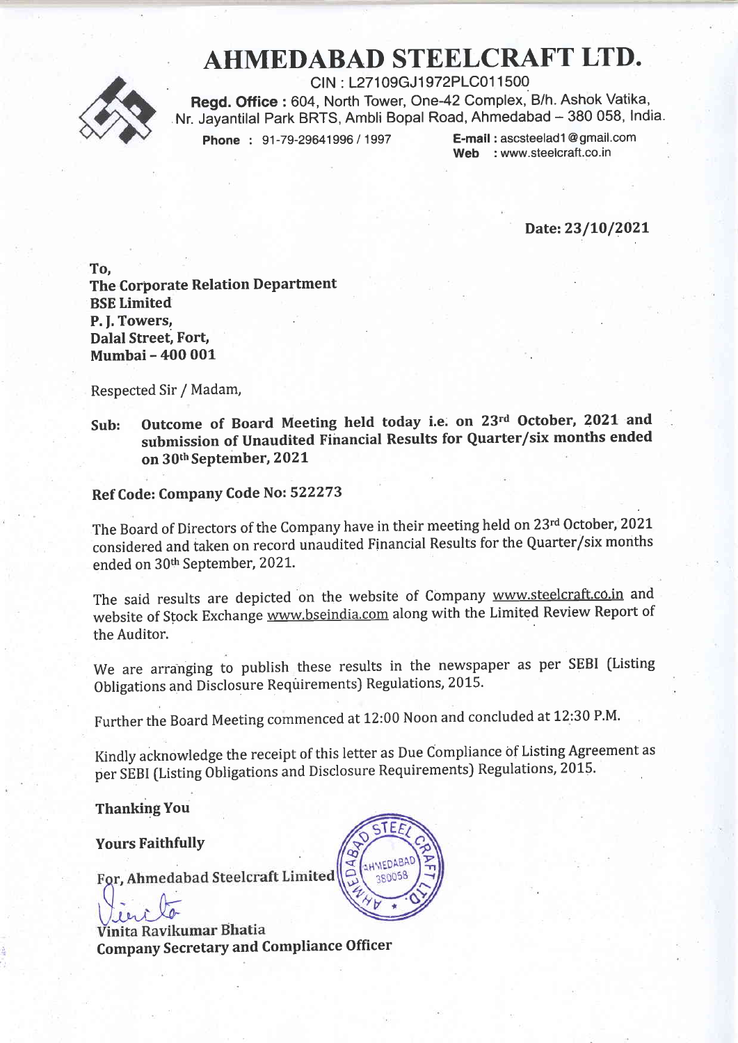# AHMEDABAD STEELCRAFT LTD.

CIN : L27109GJ1972PLC011500

**Regd. Office :** 604, North Tower, One-42 Complex, B/h. Ashok Vatika, Nr. Jayantilal Park BRTS, Ambli Bopal Road, Ahmedabad – 380 058, India.

**Phone** : 91-79-29641996 / 1997 **E-mail :** ascsteelad1@gmail.com **Web** : www.steelcraft.co.in

**Date: 23/10/2021**

**To,**
**The Corporate Relation Department**
**BSE Limited**
**P. J. Towers,**
**Dalal Street, Fort,**
**Mumbai – 400 001**

Respected Sir / Madam,

**Sub: Outcome of Board Meeting held today i.e. on 23rd October, 2021 and submission of Unaudited Financial Results for Quarter/six months ended on 30th September, 2021**

**Ref Code: Company Code No: 522273**

The Board of Directors of the Company have in their meeting held on 23rd October, 2021 considered and taken on record unaudited Financial Results for the Quarter/six months ended on 30th September, 2021.

The said results are depicted on the website of Company www.steelcraft.co.in and website of Stock Exchange www.bseindia.com along with the Limited Review Report of the Auditor.

We are arranging to publish these results in the newspaper as per SEBI (Listing Obligations and Disclosure Requirements) Regulations, 2015.

Further the Board Meeting commenced at 12:00 Noon and concluded at 12:30 P.M.

Kindly acknowledge the receipt of this letter as Due Compliance of Listing Agreement as per SEBI (Listing Obligations and Disclosure Requirements) Regulations, 2015.

**Thanking You**

**Yours Faithfully**

**For, Ahmedabad Steelcraft Limited**

**Vinita Ravikumar Bhatia**
**Company Secretary and Compliance Officer**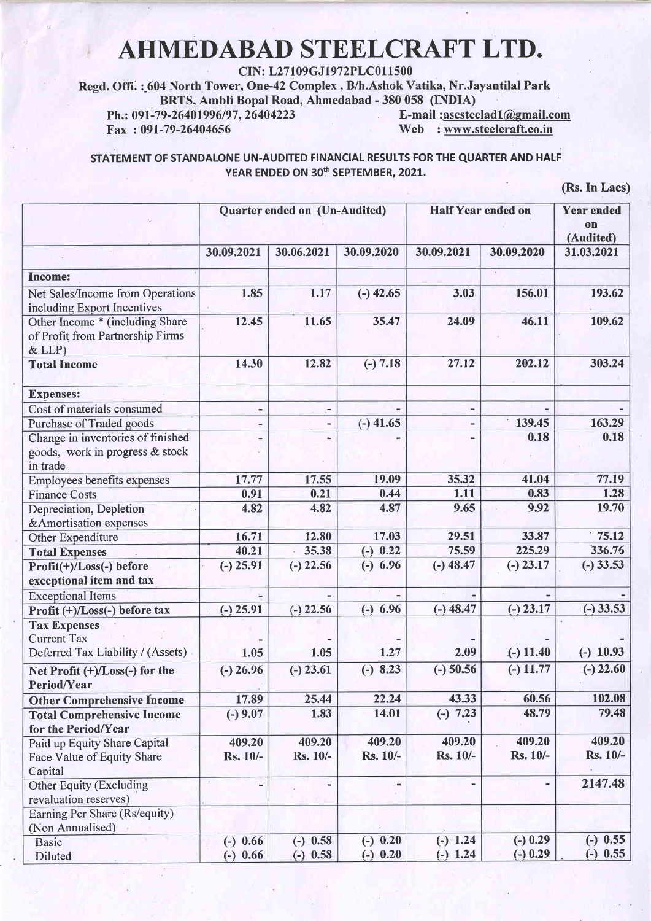# AHMEDABAD STEELCRAFT LTD.

CIN: L27109GJ1972PLC011500

Regd. Offi. : 604 North Tower, One-42 Complex , B/h.Ashok Vatika, Nr.Jayantilal Park BRTS, Ambli Bopal Road, Ahmedabad - 380 058 (INDIA)

Ph.: 091-79-26401996/97, 26404223 E-mail :ascsteelad1@gmail.com

Fax : 091-79-26404656 Web : www.steelcraft.co.in

## STATEMENT OF STANDALONE UN-AUDITED FINANCIAL RESULTS FOR THE QUARTER AND HALF YEAR ENDED ON 30th SEPTEMBER, 2021.

(Rs. In Lacs)

| | Quarter ended on (Un-Audited) | | | Half Year ended on | | Year ended on (Audited) |
|---|---|---|---|---|---|---|
| | 30.09.2021 | 30.06.2021 | 30.09.2020 | 30.09.2021 | 30.09.2020 | 31.03.2021 |
| **Income:** | | | | | | |
| Net Sales/Income from Operations including Export Incentives | 1.85 | 1.17 | (-) 42.65 | 3.03 | 156.01 | 193.62 |
| Other Income * (including Share of Profit from Partnership Firms & LLP) | 12.45 | 11.65 | 35.47 | 24.09 | 46.11 | 109.62 |
| **Total Income** | 14.30 | 12.82 | (-) 7.18 | 27.12 | 202.12 | 303.24 |
| **Expenses:** | | | | | | |
| Cost of materials consumed | - | - | - | - | - | - |
| Purchase of Traded goods | - | - | (-) 41.65 | - | 139.45 | 163.29 |
| Change in inventories of finished goods, work in progress & stock in trade | - | - | - | - | 0.18 | 0.18 |
| Employees benefits expenses | 17.77 | 17.55 | 19.09 | 35.32 | 41.04 | 77.19 |
| Finance Costs | 0.91 | 0.21 | 0.44 | 1.11 | 0.83 | 1.28 |
| Depreciation, Depletion &Amortisation expenses | 4.82 | 4.82 | 4.87 | 9.65 | 9.92 | 19.70 |
| Other Expenditure | 16.71 | 12.80 | 17.03 | 29.51 | 33.87 | 75.12 |
| **Total Expenses** | 40.21 | 35.38 | (-) 0.22 | 75.59 | 225.29 | 336.76 |
| **Profit(+)/Loss(-) before exceptional item and tax** | (-) 25.91 | (-) 22.56 | (-) 6.96 | (-) 48.47 | (-) 23.17 | (-) 33.53 |
| Exceptional Items | - | - | - | - | - | - |
| **Profit (+)/Loss(-) before tax** | (-) 25.91 | (-) 22.56 | (-) 6.96 | (-) 48.47 | (-) 23.17 | (-) 33.53 |
| **Tax Expenses** | | | | | | |
| Current Tax | - | - | - | - | - | - |
| Deferred Tax Liability / (Assets) | 1.05 | 1.05 | 1.27 | 2.09 | (-) 11.40 | (-) 10.93 |
| **Net Profit (+)/Loss(-) for the Period/Year** | (-) 26.96 | (-) 23.61 | (-) 8.23 | (-) 50.56 | (-) 11.77 | (-) 22.60 |
| **Other Comprehensive Income** | 17.89 | 25.44 | 22.24 | 43.33 | 60.56 | 102.08 |
| **Total Comprehensive Income for the Period/Year** | (-) 9.07 | 1.83 | 14.01 | (-) 7.23 | 48.79 | 79.48 |
| Paid up Equity Share Capital Face Value of Equity Share Capital | 409.20 Rs. 10/- | 409.20 Rs. 10/- | 409.20 Rs. 10/- | 409.20 Rs. 10/- | 409.20 Rs. 10/- | 409.20 Rs. 10/- |
| Other Equity (Excluding revaluation reserves) | - | - | - | - | - | 2147.48 |
| Earning Per Share (Rs/equity) (Non Annualised) | | | | | | |
| Basic | (-) 0.66 | (-) 0.58 | (-) 0.20 | (-) 1.24 | (-) 0.29 | (-) 0.55 |
| Diluted | (-) 0.66 | (-) 0.58 | (-) 0.20 | (-) 1.24 | (-) 0.29 | (-) 0.55 |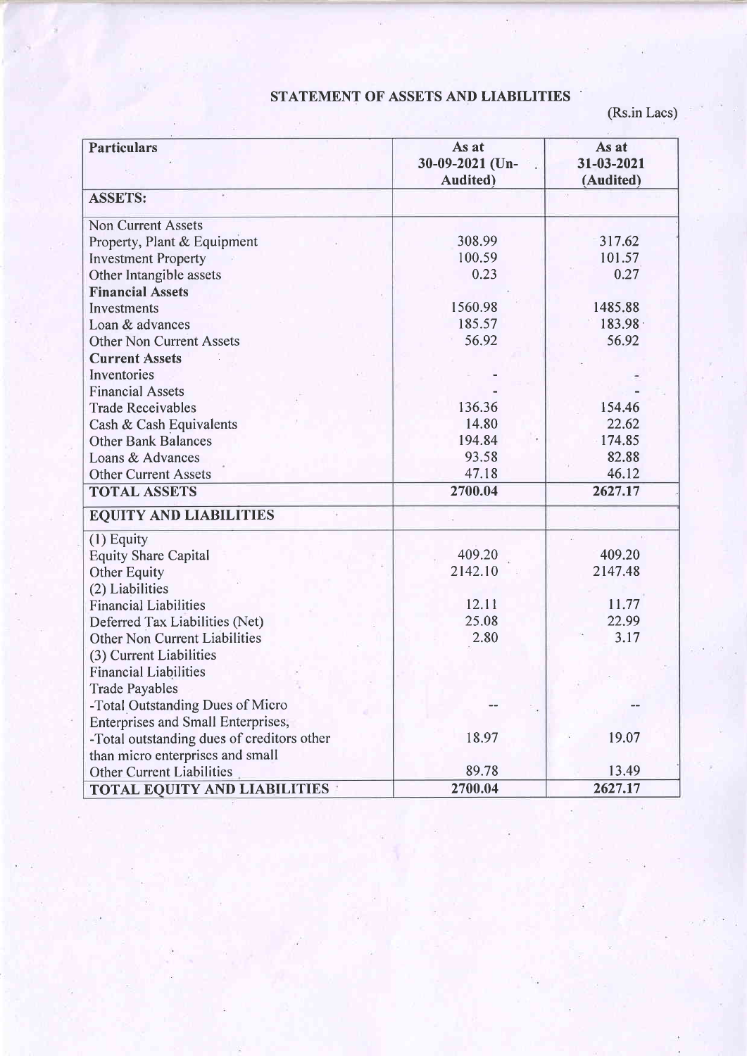# STATEMENT OF ASSETS AND LIABILITIES

(Rs.in Lacs)

| Particulars | As at 30-09-2021 (Un-Audited) | As at 31-03-2021 (Audited) |
|---|---|---|
| **ASSETS:** | | |
| Non Current Assets | | |
| Property, Plant & Equipment | 308.99 | 317.62 |
| Investment Property | 100.59 | 101.57 |
| Other Intangible assets | 0.23 | 0.27 |
| **Financial Assets** | | |
| Investments | 1560.98 | 1485.88 |
| Loan & advances | 185.57 | 183.98 |
| Other Non Current Assets | 56.92 | 56.92 |
| **Current Assets** | | |
| Inventories | - | - |
| Financial Assets | - | - |
| Trade Receivables | 136.36 | 154.46 |
| Cash & Cash Equivalents | 14.80 | 22.62 |
| Other Bank Balances | 194.84 | 174.85 |
| Loans & Advances | 93.58 | 82.88 |
| Other Current Assets | 47.18 | 46.12 |
| **TOTAL ASSETS** | **2700.04** | **2627.17** |
| **EQUITY AND LIABILITIES** | | |
| (1) Equity | | |
| Equity Share Capital | 409.20 | 409.20 |
| Other Equity | 2142.10 | 2147.48 |
| (2) Liabilities | | |
| Financial Liabilities | 12.11 | 11.77 |
| Deferred Tax Liabilities (Net) | 25.08 | 22.99 |
| Other Non Current Liabilities | 2.80 | 3.17 |
| (3) Current Liabilities | | |
| Financial Liabilities | | |
| Trade Payables | | |
| -Total Outstanding Dues of Micro Enterprises and Small Enterprises, | -- | -- |
| -Total outstanding dues of creditors other than micro enterprises and small | 18.97 | 19.07 |
| Other Current Liabilities | 89.78 | 13.49 |
| **TOTAL EQUITY AND LIABILITIES** | **2700.04** | **2627.17** |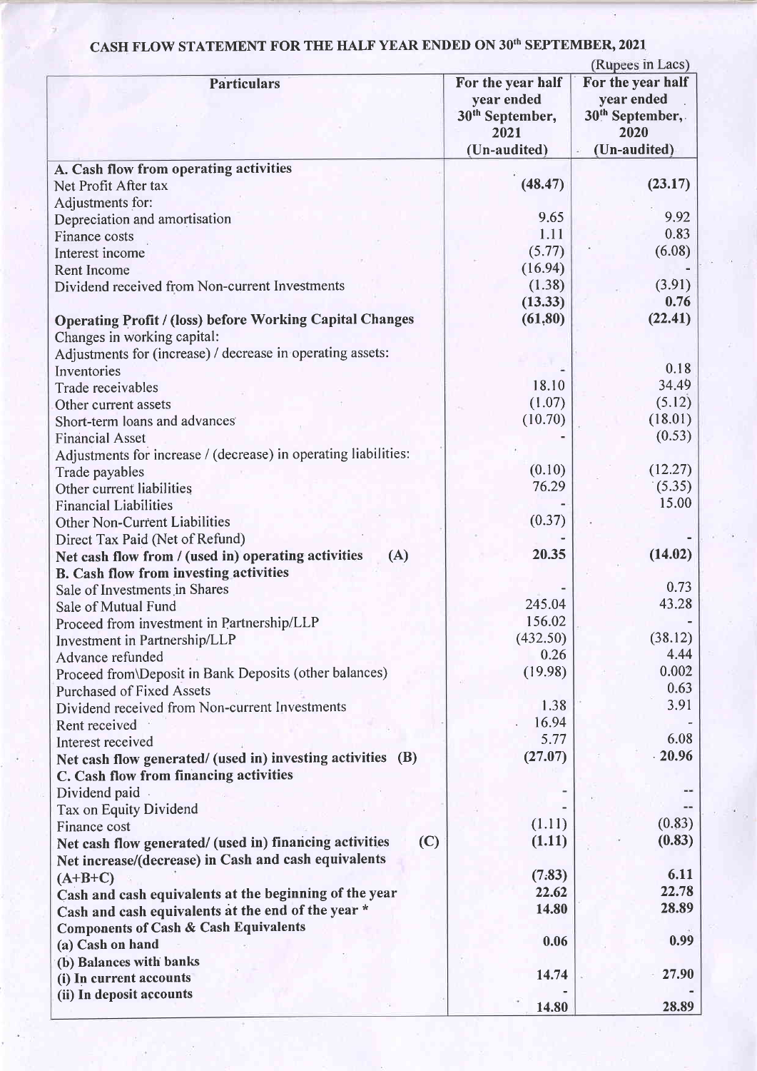# CASH FLOW STATEMENT FOR THE HALF YEAR ENDED ON 30th SEPTEMBER, 2021

(Rupees in Lacs)

| Particulars | For the year half year ended 30th September, 2021 (Un-audited) | For the year half year ended 30th September, 2020 (Un-audited) |
|---|---|---|
| **A. Cash flow from operating activities** | | |
| Net Profit After tax | (48.47) | (23.17) |
| Adjustments for: | | |
| Depreciation and amortisation | 9.65 | 9.92 |
| Finance costs | 1.11 | 0.83 |
| Interest income | (5.77) | (6.08) |
| Rent Income | (16.94) | - |
| Dividend received from Non-current Investments | (1.38) | (3.91) |
| | **(13.33)** | **0.76** |
| **Operating Profit / (loss) before Working Capital Changes** | **(61.80)** | **(22.41)** |
| Changes in working capital: | | |
| Adjustments for (increase) / decrease in operating assets: | | |
| Inventories | - | 0.18 |
| Trade receivables | 18.10 | 34.49 |
| Other current assets | (1.07) | (5.12) |
| Short-term loans and advances | (10.70) | (18.01) |
| Financial Asset | - | (0.53) |
| Adjustments for increase / (decrease) in operating liabilities: | | |
| Trade payables | (0.10) | (12.27) |
| Other current liabilities | 76.29 | (5.35) |
| Financial Liabilities | - | 15.00 |
| Other Non-Current Liabilities | (0.37) | |
| Direct Tax Paid (Net of Refund) | - | - |
| **Net cash flow from / (used in) operating activities (A)** | **20.35** | **(14.02)** |
| **B. Cash flow from investing activities** | | |
| Sale of Investments in Shares | - | 0.73 |
| Sale of Mutual Fund | 245.04 | 43.28 |
| Proceed from investment in Partnership/LLP | 156.02 | - |
| Investment in Partnership/LLP | (432.50) | (38.12) |
| Advance refunded | 0.26 | 4.44 |
| Proceed from\Deposit in Bank Deposits (other balances) | (19.98) | 0.002 |
| Purchased of Fixed Assets | | 0.63 |
| Dividend received from Non-current Investments | 1.38 | 3.91 |
| Rent received | 16.94 | - |
| Interest received | 5.77 | 6.08 |
| **Net cash flow generated/ (used in) investing activities (B)** | **(27.07)** | **20.96** |
| **C. Cash flow from financing activities** | | |
| Dividend paid | - | -- |
| Tax on Equity Dividend | - | -- |
| Finance cost | (1.11) | (0.83) |
| **Net cash flow generated/ (used in) financing activities (C)** | **(1.11)** | **(0.83)** |
| **Net increase/(decrease) in Cash and cash equivalents (A+B+C)** | **(7.83)** | **6.11** |
| **Cash and cash equivalents at the beginning of the year** | **22.62** | **22.78** |
| **Cash and cash equivalents at the end of the year \*** | **14.80** | **28.89** |
| **Components of Cash & Cash Equivalents** | | |
| **(a) Cash on hand** | **0.06** | **0.99** |
| **(b) Balances with banks** | | |
| **(i) In current accounts** | **14.74** | **27.90** |
| **(ii) In deposit accounts** | - | - |
| | **14.80** | **28.89** |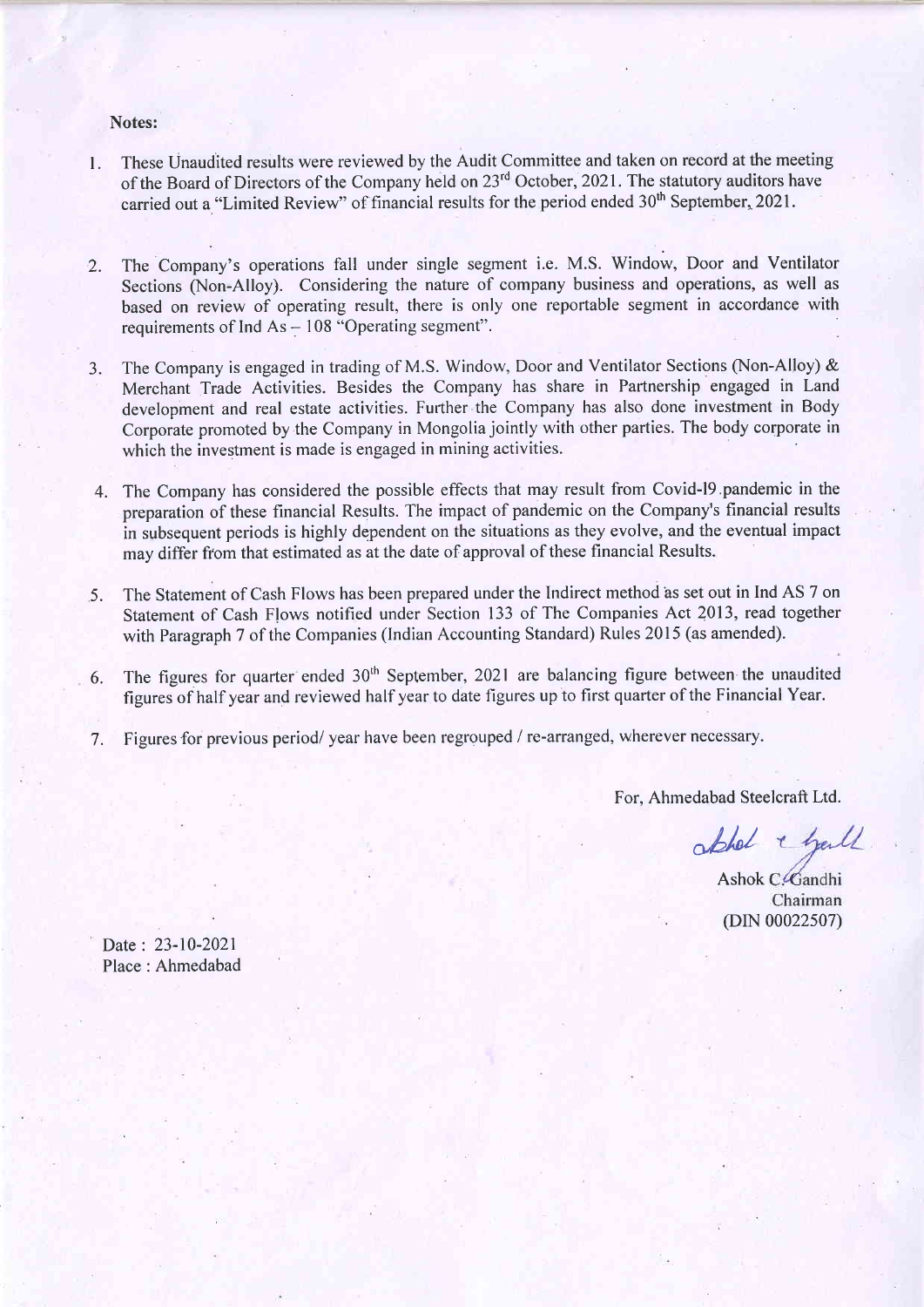**Notes:**

1. These Unaudited results were reviewed by the Audit Committee and taken on record at the meeting of the Board of Directors of the Company held on 23rd October, 2021. The statutory auditors have carried out a "Limited Review" of financial results for the period ended 30th September, 2021.

2. The Company's operations fall under single segment i.e. M.S. Window, Door and Ventilator Sections (Non-Alloy). Considering the nature of company business and operations, as well as based on review of operating result, there is only one reportable segment in accordance with requirements of Ind As – 108 "Operating segment".

3. The Company is engaged in trading of M.S. Window, Door and Ventilator Sections (Non-Alloy) & Merchant Trade Activities. Besides the Company has share in Partnership engaged in Land development and real estate activities. Further the Company has also done investment in Body Corporate promoted by the Company in Mongolia jointly with other parties. The body corporate in which the investment is made is engaged in mining activities.

4. The Company has considered the possible effects that may result from Covid-l9 pandemic in the preparation of these financial Results. The impact of pandemic on the Company's financial results in subsequent periods is highly dependent on the situations as they evolve, and the eventual impact may differ from that estimated as at the date of approval of these financial Results.

5. The Statement of Cash Flows has been prepared under the Indirect method as set out in Ind AS 7 on Statement of Cash Flows notified under Section 133 of The Companies Act 2013, read together with Paragraph 7 of the Companies (Indian Accounting Standard) Rules 2015 (as amended).

6. The figures for quarter ended 30th September, 2021 are balancing figure between the unaudited figures of half year and reviewed half year to date figures up to first quarter of the Financial Year.

7. Figures for previous period/ year have been regrouped / re-arranged, wherever necessary.

For, Ahmedabad Steelcraft Ltd.

Ashok C. Gandhi
Chairman
(DIN 00022507)

Date : 23-10-2021
Place : Ahmedabad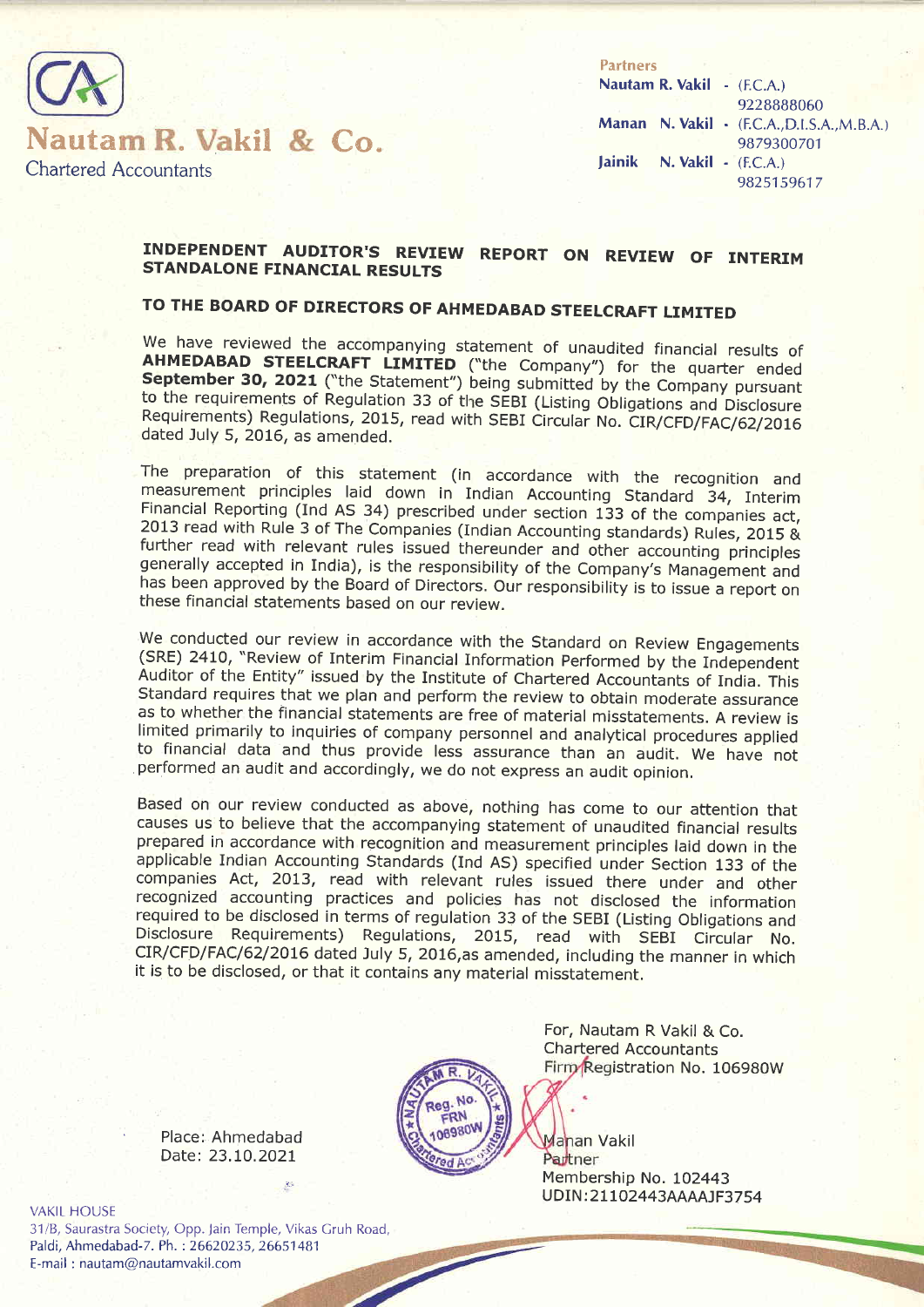# Nautam R. Vakil & Co.

Chartered Accountants

**Partners**

**Nautam R. Vakil** - (F.C.A.) 9228888060

**Manan N. Vakil** - (F.C.A.,D.I.S.A.,M.B.A.) 9879300701

**Jainik N. Vakil** - (F.C.A.) 9825159617

## INDEPENDENT AUDITOR'S REVIEW REPORT ON REVIEW OF INTERIM STANDALONE FINANCIAL RESULTS

## TO THE BOARD OF DIRECTORS OF AHMEDABAD STEELCRAFT LIMITED

We have reviewed the accompanying statement of unaudited financial results of **AHMEDABAD STEELCRAFT LIMITED** ("the Company") for the quarter ended **September 30, 2021** ("the Statement") being submitted by the Company pursuant to the requirements of Regulation 33 of the SEBI (Listing Obligations and Disclosure Requirements) Regulations, 2015, read with SEBI Circular No. CIR/CFD/FAC/62/2016 dated July 5, 2016, as amended.

The preparation of this statement (in accordance with the recognition and measurement principles laid down in Indian Accounting Standard 34, Interim Financial Reporting (Ind AS 34) prescribed under section 133 of the companies act, 2013 read with Rule 3 of The Companies (Indian Accounting standards) Rules, 2015 & further read with relevant rules issued thereunder and other accounting principles generally accepted in India), is the responsibility of the Company's Management and has been approved by the Board of Directors. Our responsibility is to issue a report on these financial statements based on our review.

We conducted our review in accordance with the Standard on Review Engagements (SRE) 2410, "Review of Interim Financial Information Performed by the Independent Auditor of the Entity" issued by the Institute of Chartered Accountants of India. This Standard requires that we plan and perform the review to obtain moderate assurance as to whether the financial statements are free of material misstatements. A review is limited primarily to inquiries of company personnel and analytical procedures applied to financial data and thus provide less assurance than an audit. We have not performed an audit and accordingly, we do not express an audit opinion.

Based on our review conducted as above, nothing has come to our attention that causes us to believe that the accompanying statement of unaudited financial results prepared in accordance with recognition and measurement principles laid down in the applicable Indian Accounting Standards (Ind AS) specified under Section 133 of the companies Act, 2013, read with relevant rules issued there under and other recognized accounting practices and policies has not disclosed the information required to be disclosed in terms of regulation 33 of the SEBI (Listing Obligations and Disclosure Requirements) Regulations, 2015, read with SEBI Circular No. CIR/CFD/FAC/62/2016 dated July 5, 2016,as amended, including the manner in which it is to be disclosed, or that it contains any material misstatement.

For, Nautam R Vakil & Co.
Chartered Accountants
Firm Registration No. 106980W

Manan Vakil
Partner
Membership No. 102443
UDIN:21102443AAAAJF3754

Place: Ahmedabad
Date: 23.10.2021

VAKIL HOUSE
31/B, Saurastra Society, Opp. Jain Temple, Vikas Gruh Road, Paldi, Ahmedabad-7. Ph. : 26620235, 26651481
E-mail : nautam@nautamvakil.com